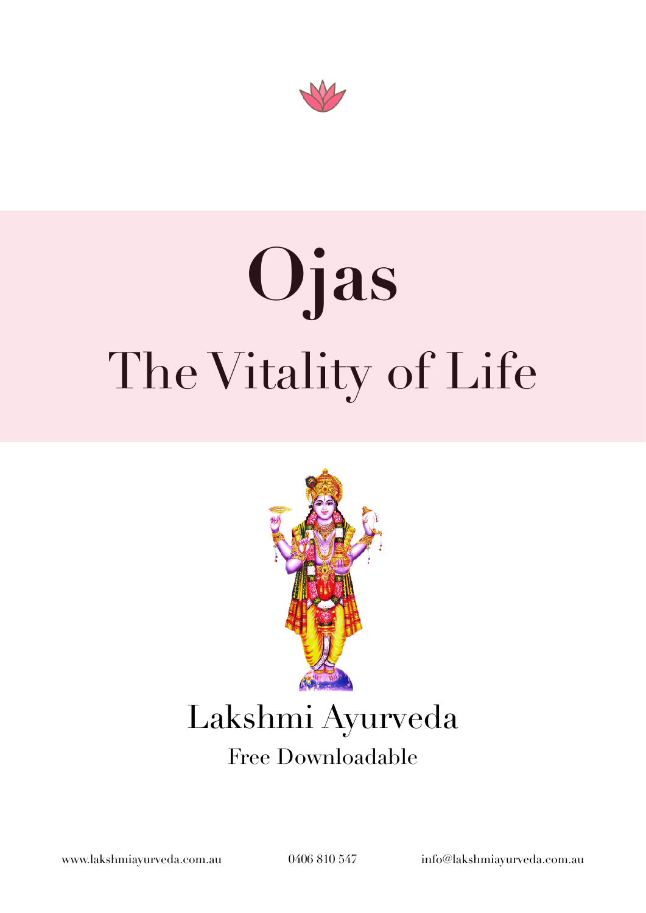# Ojas

## The Vitality of Life

Lakshmi Ayurveda

Free Downloadable

www.lakshmiayurveda.com.au 0406 810 547 info@lakshmiayurveda.com.au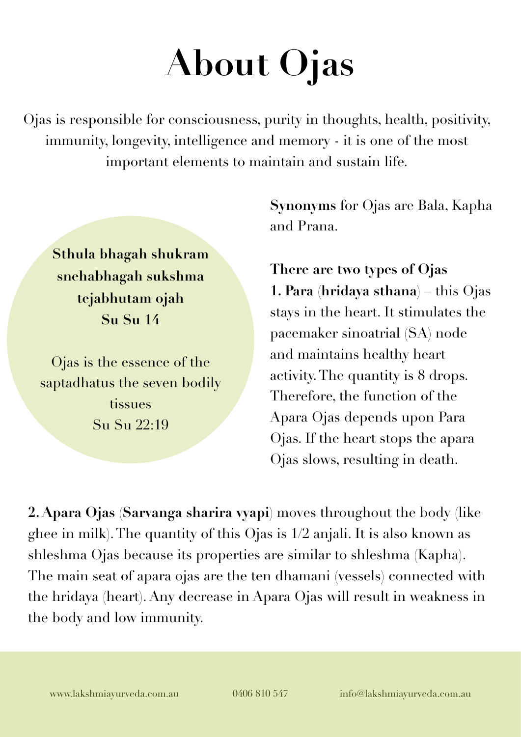# About Ojas

Ojas is responsible for consciousness, purity in thoughts, health, positivity, immunity, longevity, intelligence and memory - it is one of the most important elements to maintain and sustain life.

**Sthula bhagah shukram snehabhagah sukshma tejabhutam ojah**
**Su Su 14**

Ojas is the essence of the saptadhatus the seven bodily tissues
Su Su 22:19

**Synonyms** for Ojas are Bala, Kapha and Prana.

**There are two types of Ojas**

**1. Para** (**hridaya sthana**) – this Ojas stays in the heart. It stimulates the pacemaker sinoatrial (SA) node and maintains healthy heart activity. The quantity is 8 drops. Therefore, the function of the Apara Ojas depends upon Para Ojas. If the heart stops the apara Ojas slows, resulting in death.

**2. Apara Ojas** (**Sarvanga sharira vyapi**) moves throughout the body (like ghee in milk). The quantity of this Ojas is 1/2 anjali. It is also known as shleshma Ojas because its properties are similar to shleshma (Kapha). The main seat of apara ojas are the ten dhamani (vessels) connected with the hridaya (heart). Any decrease in Apara Ojas will result in weakness in the body and low immunity.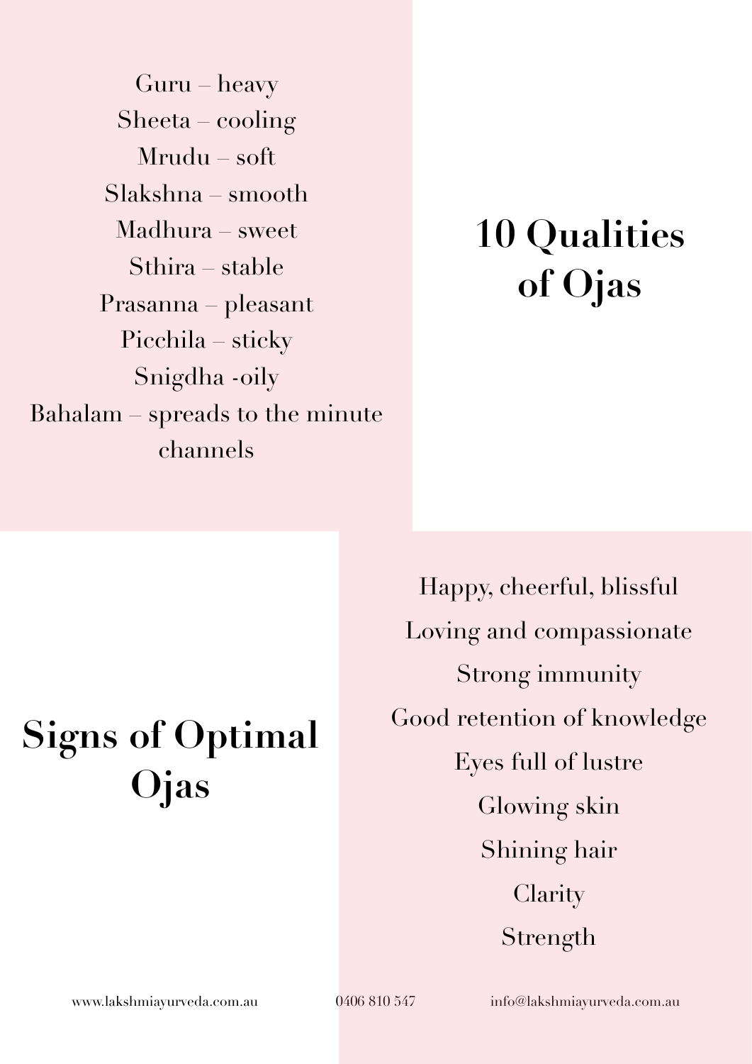# 10 Qualities of Ojas

Guru – heavy
Sheeta – cooling
Mrudu – soft
Slakshna – smooth
Madhura – sweet
Sthira – stable
Prasanna – pleasant
Picchila – sticky
Snigdha -oily
Bahalam – spreads to the minute channels

# Signs of Optimal Ojas

Happy, cheerful, blissful
Loving and compassionate
Strong immunity
Good retention of knowledge
Eyes full of lustre
Glowing skin
Shining hair
Clarity
Strength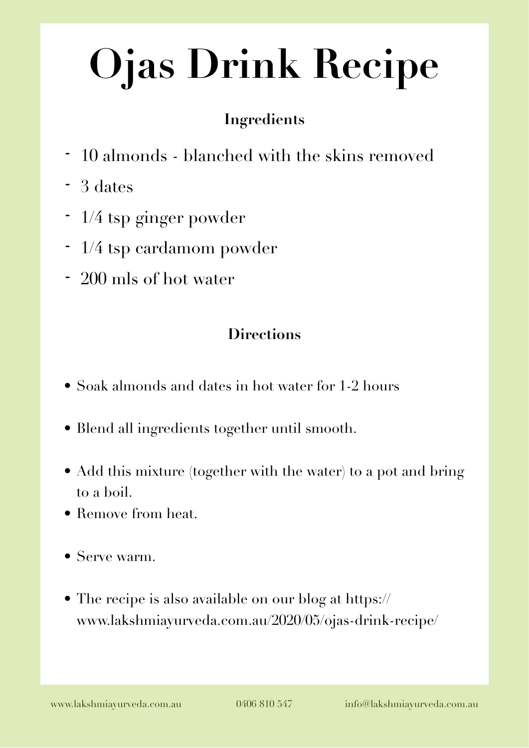# Ojas Drink Recipe

### Ingredients

- 10 almonds - blanched with the skins removed
- 3 dates
- 1/4 tsp ginger powder
- 1/4 tsp cardamom powder
- 200 mls of hot water

### Directions

- Soak almonds and dates in hot water for 1-2 hours
- Blend all ingredients together until smooth.
- Add this mixture (together with the water) to a pot and bring to a boil.
- Remove from heat.
- Serve warm.
- The recipe is also available on our blog at https://www.lakshmiayurveda.com.au/2020/05/ojas-drink-recipe/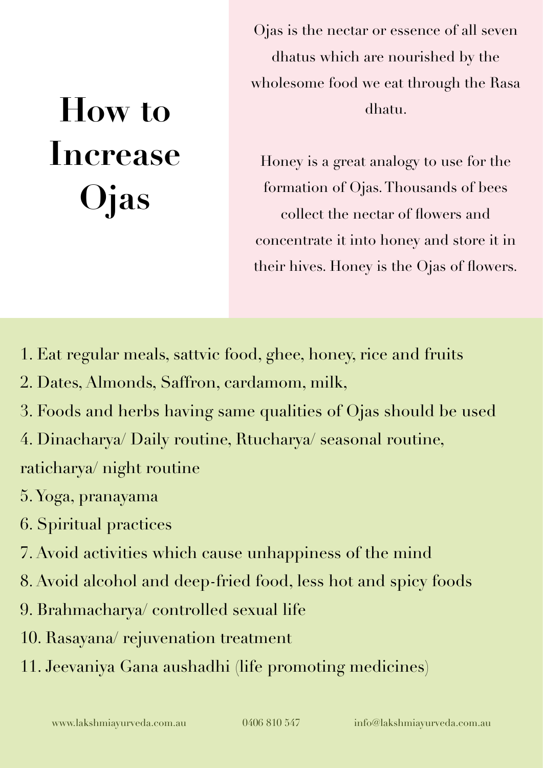# How to Increase Ojas

Ojas is the nectar or essence of all seven dhatus which are nourished by the wholesome food we eat through the Rasa dhatu.

Honey is a great analogy to use for the formation of Ojas. Thousands of bees collect the nectar of flowers and concentrate it into honey and store it in their hives. Honey is the Ojas of flowers.

1. Eat regular meals, sattvic food, ghee, honey, rice and fruits
2. Dates, Almonds, Saffron, cardamom, milk,
3. Foods and herbs having same qualities of Ojas should be used
4. Dinacharya/ Daily routine, Rtucharya/ seasonal routine, raticharya/ night routine
5. Yoga, pranayama
6. Spiritual practices
7. Avoid activities which cause unhappiness of the mind
8. Avoid alcohol and deep-fried food, less hot and spicy foods
9. Brahmacharya/ controlled sexual life
10. Rasayana/ rejuvenation treatment
11. Jeevaniya Gana aushadhi (life promoting medicines)

www.lakshmiayurveda.com.au 0406 810 547 info@lakshmiayurveda.com.au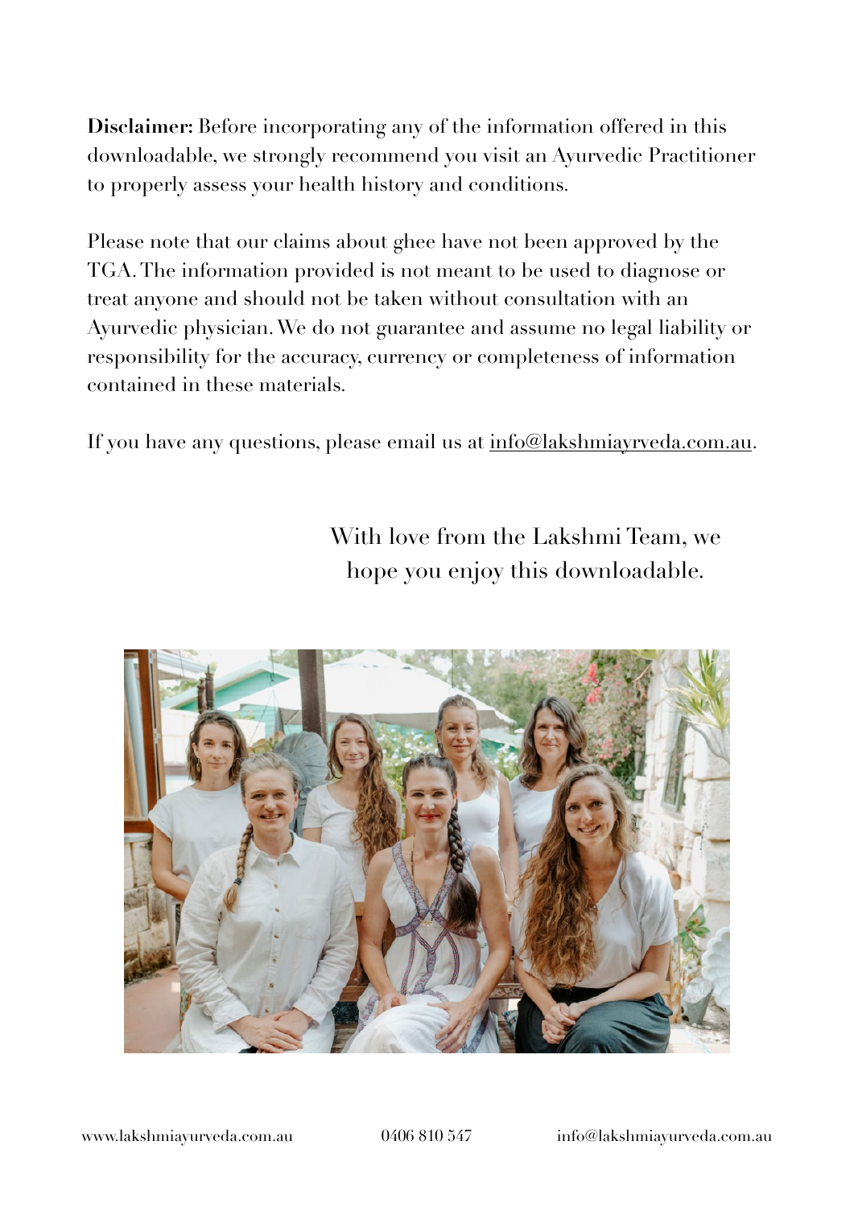**Disclaimer:** Before incorporating any of the information offered in this downloadable, we strongly recommend you visit an Ayurvedic Practitioner to properly assess your health history and conditions.

Please note that our claims about ghee have not been approved by the TGA. The information provided is not meant to be used to diagnose or treat anyone and should not be taken without consultation with an Ayurvedic physician. We do not guarantee and assume no legal liability or responsibility for the accuracy, currency or completeness of information contained in these materials.

If you have any questions, please email us at info@lakshmiayrveda.com.au.

With love from the Lakshmi Team, we hope you enjoy this downloadable.

www.lakshmiayurveda.com.au 0406 810 547 info@lakshmiayurveda.com.au